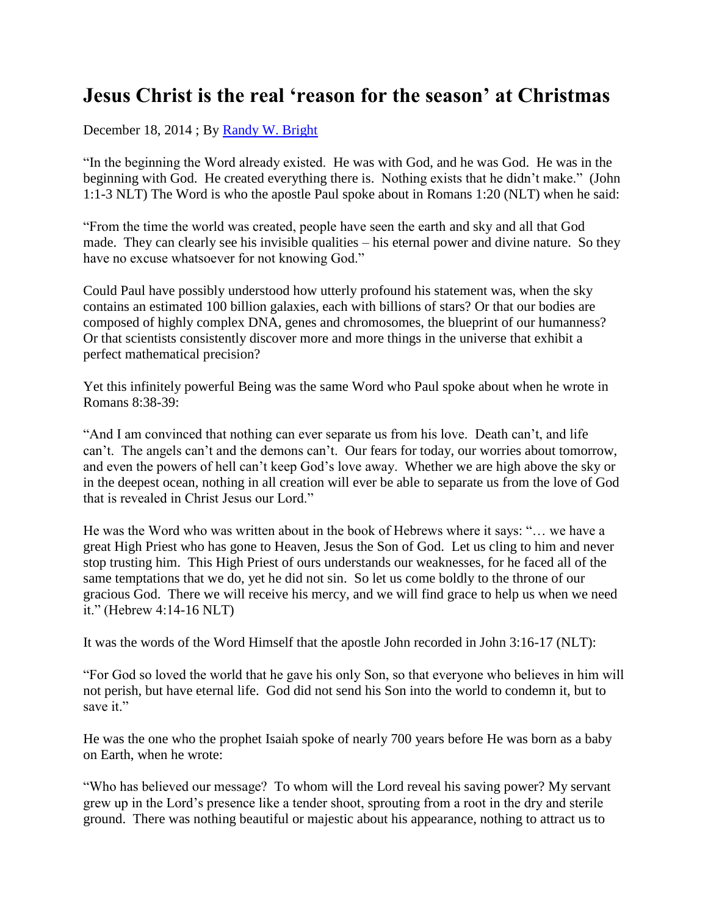# Jesus Christ is the real 'reason for the season' at Christmas

December 18, 2014 ; By [Randy W. Bright]

"In the beginning the Word already existed. He was with God, and he was God. He was in the beginning with God. He created everything there is. Nothing exists that he didn't make." (John 1:1-3 NLT) The Word is who the apostle Paul spoke about in Romans 1:20 (NLT) when he said:

"From the time the world was created, people have seen the earth and sky and all that God made. They can clearly see his invisible qualities – his eternal power and divine nature. So they have no excuse whatsoever for not knowing God."

Could Paul have possibly understood how utterly profound his statement was, when the sky contains an estimated 100 billion galaxies, each with billions of stars? Or that our bodies are composed of highly complex DNA, genes and chromosomes, the blueprint of our humanness? Or that scientists consistently discover more and more things in the universe that exhibit a perfect mathematical precision?

Yet this infinitely powerful Being was the same Word who Paul spoke about when he wrote in Romans 8:38-39:

"And I am convinced that nothing can ever separate us from his love. Death can't, and life can't. The angels can't and the demons can't. Our fears for today, our worries about tomorrow, and even the powers of hell can't keep God's love away. Whether we are high above the sky or in the deepest ocean, nothing in all creation will ever be able to separate us from the love of God that is revealed in Christ Jesus our Lord."

He was the Word who was written about in the book of Hebrews where it says: "… we have a great High Priest who has gone to Heaven, Jesus the Son of God. Let us cling to him and never stop trusting him. This High Priest of ours understands our weaknesses, for he faced all of the same temptations that we do, yet he did not sin. So let us come boldly to the throne of our gracious God. There we will receive his mercy, and we will find grace to help us when we need it." (Hebrew 4:14-16 NLT)

It was the words of the Word Himself that the apostle John recorded in John 3:16-17 (NLT):

"For God so loved the world that he gave his only Son, so that everyone who believes in him will not perish, but have eternal life. God did not send his Son into the world to condemn it, but to save it."

He was the one who the prophet Isaiah spoke of nearly 700 years before He was born as a baby on Earth, when he wrote:

"Who has believed our message? To whom will the Lord reveal his saving power? My servant grew up in the Lord's presence like a tender shoot, sprouting from a root in the dry and sterile ground. There was nothing beautiful or majestic about his appearance, nothing to attract us to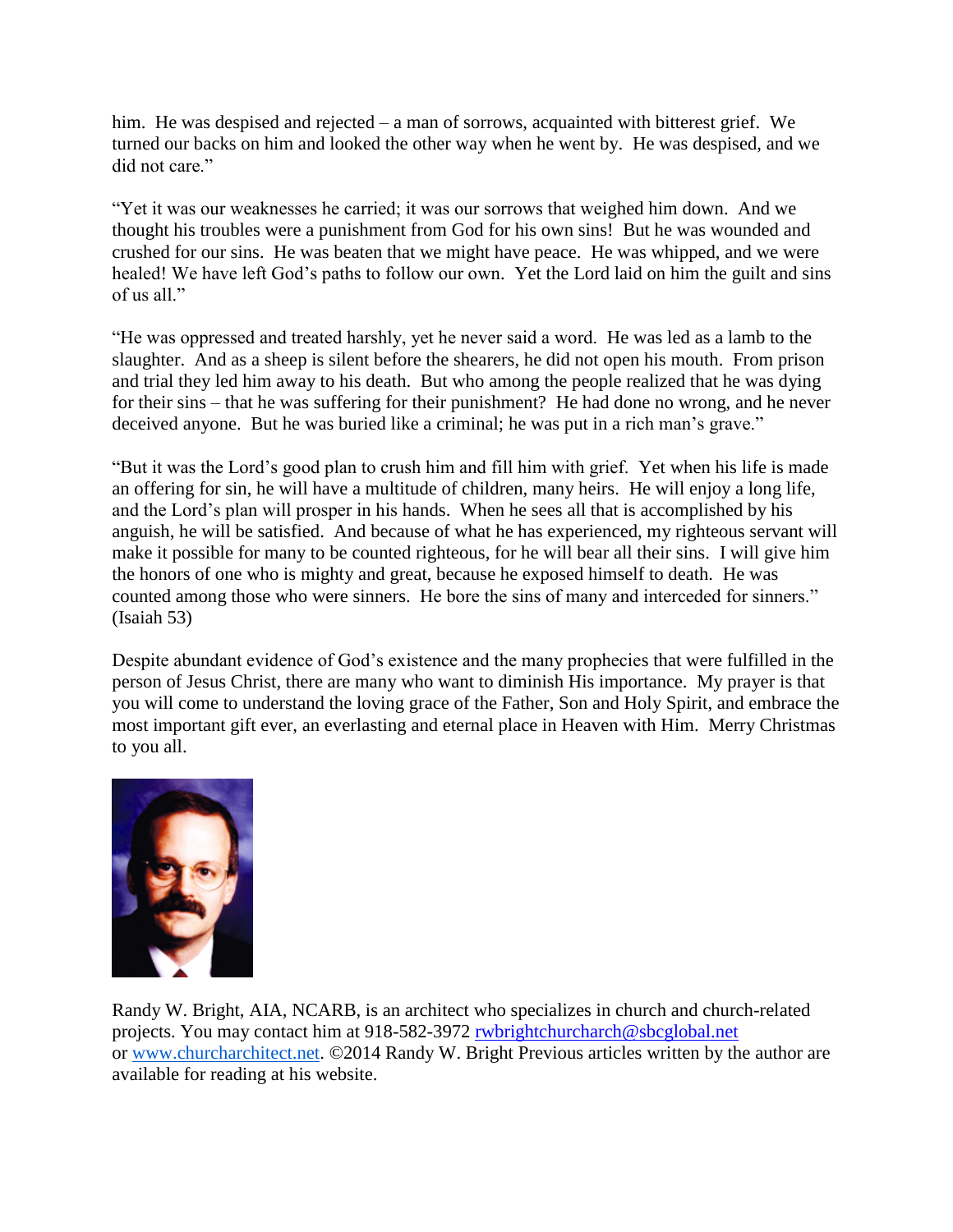him. He was despised and rejected – a man of sorrows, acquainted with bitterest grief. We turned our backs on him and looked the other way when he went by. He was despised, and we did not care."

"Yet it was our weaknesses he carried; it was our sorrows that weighed him down. And we thought his troubles were a punishment from God for his own sins! But he was wounded and crushed for our sins. He was beaten that we might have peace. He was whipped, and we were healed! We have left God's paths to follow our own. Yet the Lord laid on him the guilt and sins of us all."

"He was oppressed and treated harshly, yet he never said a word. He was led as a lamb to the slaughter. And as a sheep is silent before the shearers, he did not open his mouth. From prison and trial they led him away to his death. But who among the people realized that he was dying for their sins – that he was suffering for their punishment? He had done no wrong, and he never deceived anyone. But he was buried like a criminal; he was put in a rich man's grave."

"But it was the Lord's good plan to crush him and fill him with grief. Yet when his life is made an offering for sin, he will have a multitude of children, many heirs. He will enjoy a long life, and the Lord's plan will prosper in his hands. When he sees all that is accomplished by his anguish, he will be satisfied. And because of what he has experienced, my righteous servant will make it possible for many to be counted righteous, for he will bear all their sins. I will give him the honors of one who is mighty and great, because he exposed himself to death. He was counted among those who were sinners. He bore the sins of many and interceded for sinners." (Isaiah 53)

Despite abundant evidence of God's existence and the many prophecies that were fulfilled in the person of Jesus Christ, there are many who want to diminish His importance. My prayer is that you will come to understand the loving grace of the Father, Son and Holy Spirit, and embrace the most important gift ever, an everlasting and eternal place in Heaven with Him. Merry Christmas to you all.

Randy W. Bright, AIA, NCARB, is an architect who specializes in church and church-related projects. You may contact him at 918-582-3972 rwbrightchurcharch@sbcglobal.net or www.churcharchitect.net. ©2014 Randy W. Bright Previous articles written by the author are available for reading at his website.